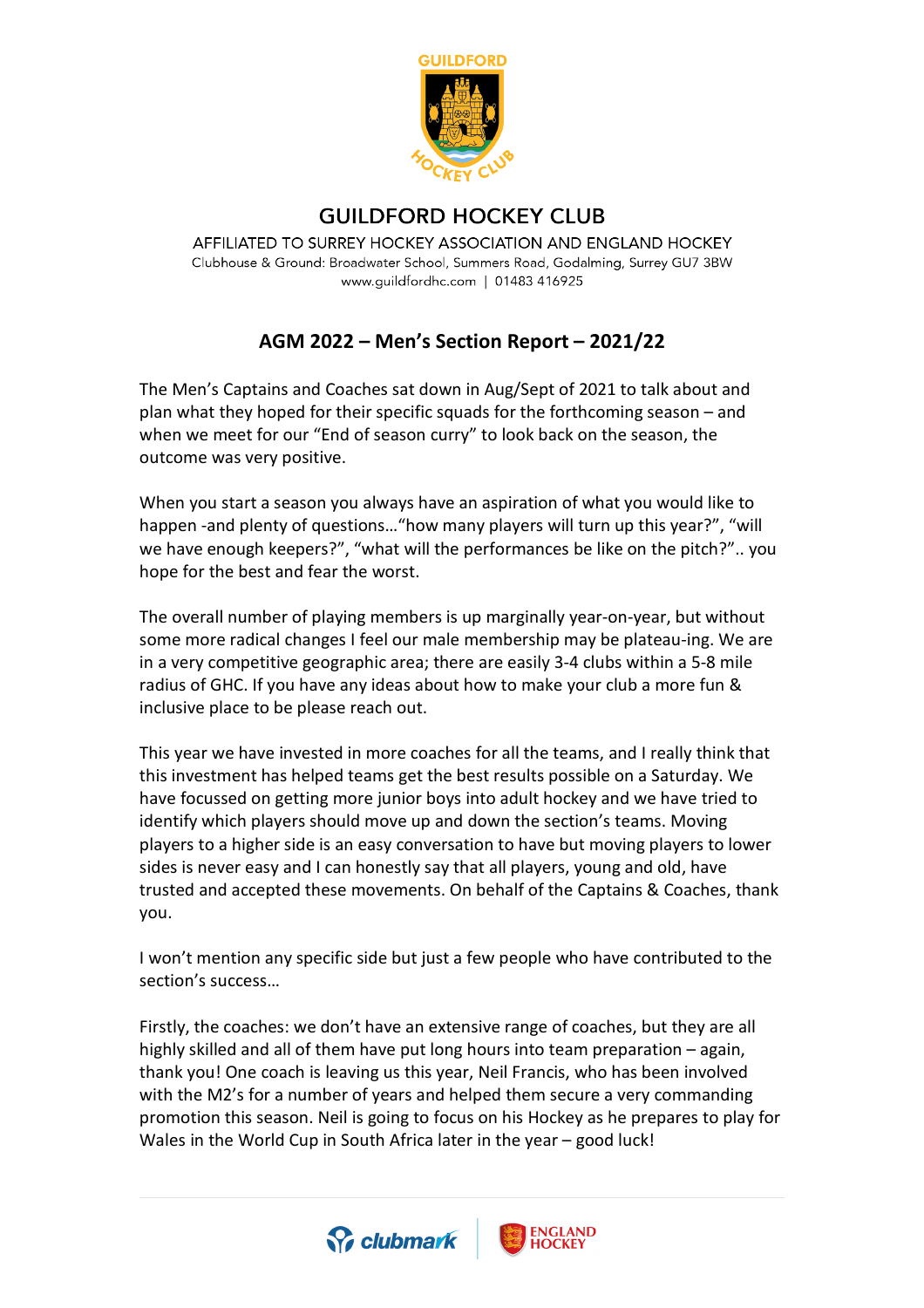# GUILDFORD HOCKEY CLUB

AFFILIATED TO SURREY HOCKEY ASSOCIATION AND ENGLAND HOCKEY
Clubhouse & Ground: Broadwater School, Summers Road, Godalming, Surrey GU7 3BW
www.guildfordhc.com | 01483 416925

## AGM 2022 – Men's Section Report – 2021/22

The Men's Captains and Coaches sat down in Aug/Sept of 2021 to talk about and plan what they hoped for their specific squads for the forthcoming season – and when we meet for our "End of season curry" to look back on the season, the outcome was very positive.

When you start a season you always have an aspiration of what you would like to happen -and plenty of questions…"how many players will turn up this year?", "will we have enough keepers?", "what will the performances be like on the pitch?".. you hope for the best and fear the worst.

The overall number of playing members is up marginally year-on-year, but without some more radical changes I feel our male membership may be plateau-ing. We are in a very competitive geographic area; there are easily 3-4 clubs within a 5-8 mile radius of GHC. If you have any ideas about how to make your club a more fun & inclusive place to be please reach out.

This year we have invested in more coaches for all the teams, and I really think that this investment has helped teams get the best results possible on a Saturday. We have focussed on getting more junior boys into adult hockey and we have tried to identify which players should move up and down the section's teams. Moving players to a higher side is an easy conversation to have but moving players to lower sides is never easy and I can honestly say that all players, young and old, have trusted and accepted these movements. On behalf of the Captains & Coaches, thank you.

I won't mention any specific side but just a few people who have contributed to the section's success…

Firstly, the coaches: we don't have an extensive range of coaches, but they are all highly skilled and all of them have put long hours into team preparation – again, thank you! One coach is leaving us this year, Neil Francis, who has been involved with the M2's for a number of years and helped them secure a very commanding promotion this season. Neil is going to focus on his Hockey as he prepares to play for Wales in the World Cup in South Africa later in the year – good luck!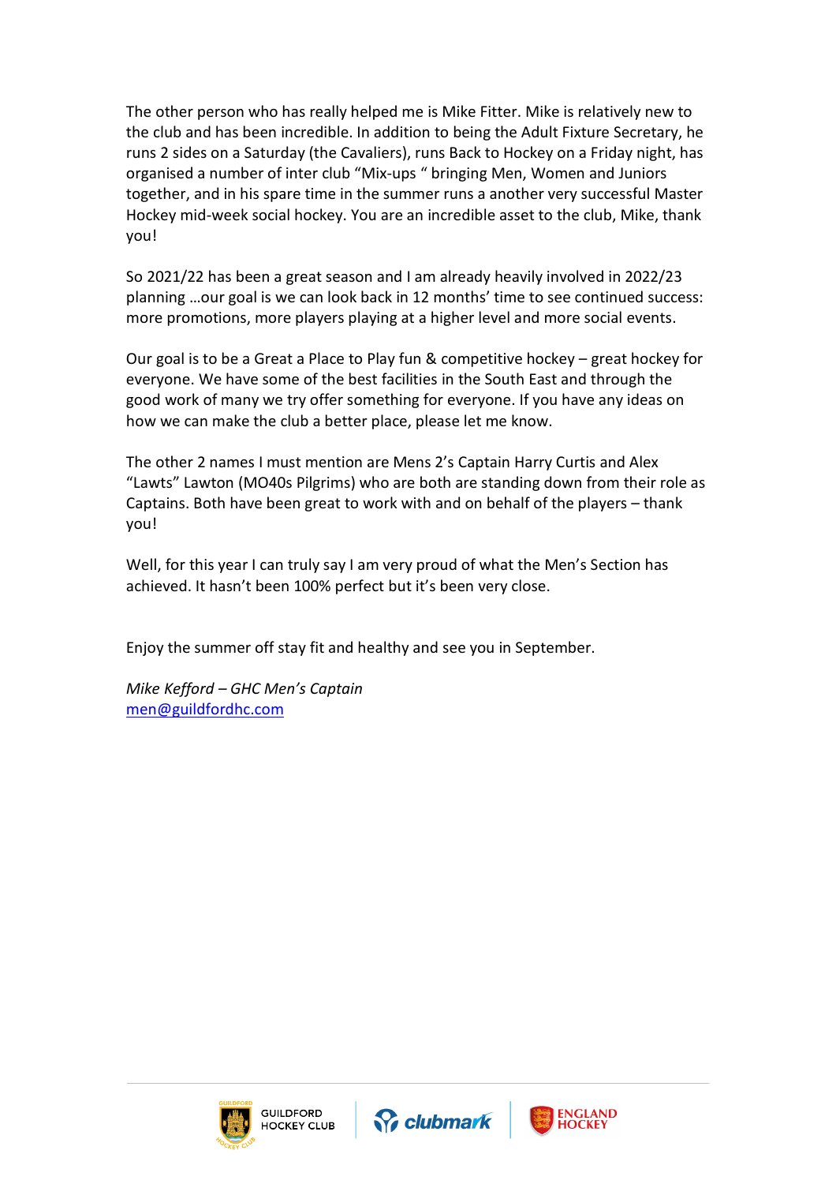The other person who has really helped me is Mike Fitter. Mike is relatively new to the club and has been incredible. In addition to being the Adult Fixture Secretary, he runs 2 sides on a Saturday (the Cavaliers), runs Back to Hockey on a Friday night, has organised a number of inter club "Mix-ups " bringing Men, Women and Juniors together, and in his spare time in the summer runs a another very successful Master Hockey mid-week social hockey. You are an incredible asset to the club, Mike, thank you!

So 2021/22 has been a great season and I am already heavily involved in 2022/23 planning …our goal is we can look back in 12 months' time to see continued success: more promotions, more players playing at a higher level and more social events.

Our goal is to be a Great a Place to Play fun & competitive hockey – great hockey for everyone. We have some of the best facilities in the South East and through the good work of many we try offer something for everyone. If you have any ideas on how we can make the club a better place, please let me know.

The other 2 names I must mention are Mens 2's Captain Harry Curtis and Alex "Lawts" Lawton (MO40s Pilgrims) who are both are standing down from their role as Captains. Both have been great to work with and on behalf of the players – thank you!

Well, for this year I can truly say I am very proud of what the Men's Section has achieved. It hasn't been 100% perfect but it's been very close.

Enjoy the summer off stay fit and healthy and see you in September.

*Mike Kefford – GHC Men's Captain*
men@guildfordhc.com